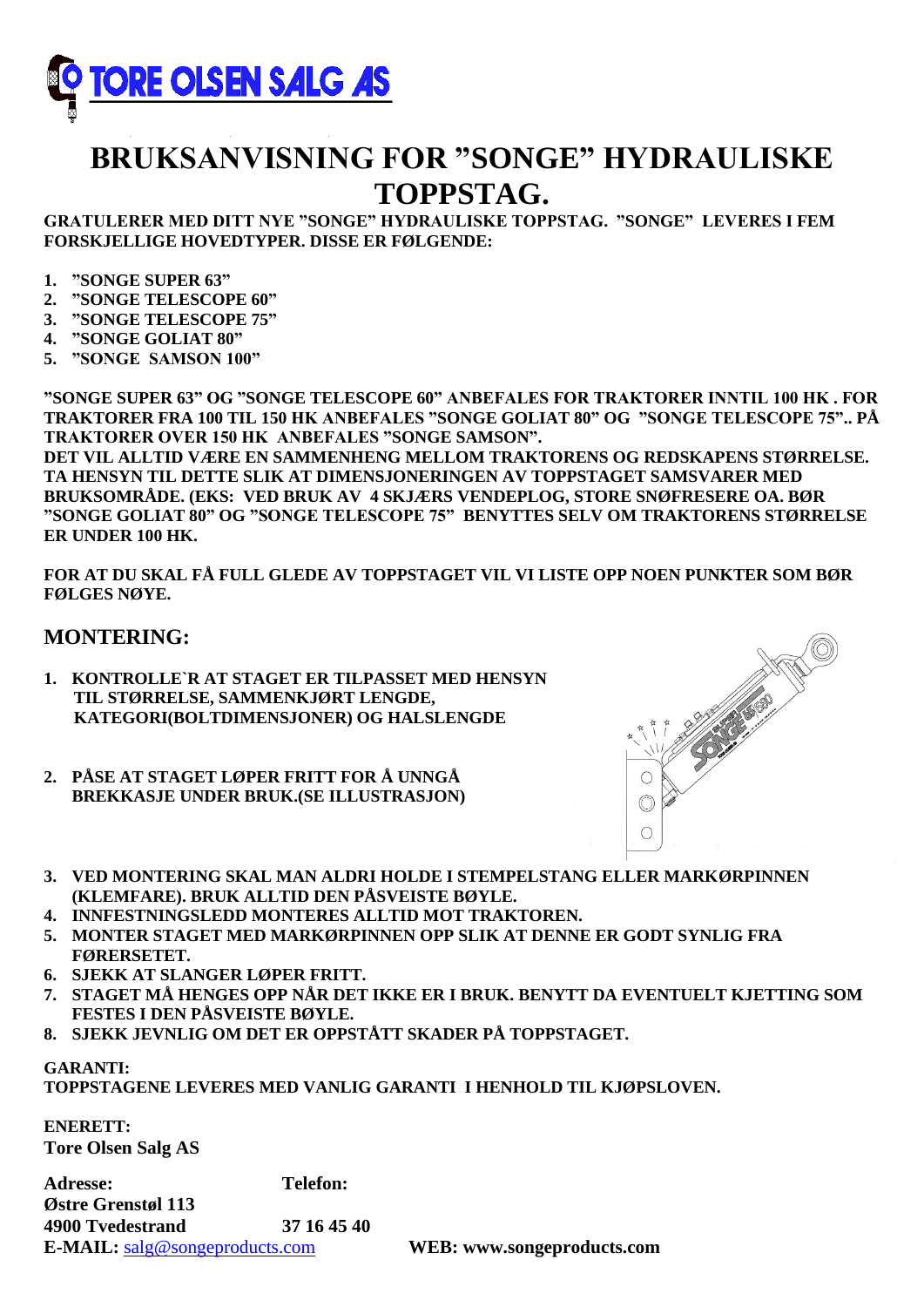**TORE OLSEN SALG AS**

# BRUKSANVISNING FOR ”SONGE” HYDRAULISKE TOPPSTAG.

**GRATULERER MED DITT NYE ”SONGE” HYDRAULISKE TOPPSTAG. ”SONGE” LEVERES I FEM FORSKJELLIGE HOVEDTYPER. DISSE ER FØLGENDE:**

1. **”SONGE SUPER 63”**
2. **”SONGE TELESCOPE 60”**
3. **”SONGE TELESCOPE 75”**
4. **”SONGE GOLIAT 80”**
5. **”SONGE SAMSON 100”**

**”SONGE SUPER 63” OG ”SONGE TELESCOPE 60” ANBEFALES FOR TRAKTORER INNTIL 100 HK . FOR TRAKTORER FRA 100 TIL 150 HK ANBEFALES ”SONGE GOLIAT 80” OG ”SONGE TELESCOPE 75”.. PÅ TRAKTORER OVER 150 HK ANBEFALES ”SONGE SAMSON”.**
**DET VIL ALLTID VÆRE EN SAMMENHENG MELLOM TRAKTORENS OG REDSKAPENS STØRRELSE. TA HENSYN TIL DETTE SLIK AT DIMENSJONERINGEN AV TOPPSTAGET SAMSVARER MED BRUKSOMRÅDE. (EKS: VED BRUK AV 4 SKJÆRS VENDEPLOG, STORE SNØFRESERE OA. BØR ”SONGE GOLIAT 80” OG ”SONGE TELESCOPE 75” BENYTTES SELV OM TRAKTORENS STØRRELSE ER UNDER 100 HK.**

**FOR AT DU SKAL FÅ FULL GLEDE AV TOPPSTAGET VIL VI LISTE OPP NOEN PUNKTER SOM BØR FØLGES NØYE.**

## MONTERING:

1. **KONTROLLE`R AT STAGET ER TILPASSET MED HENSYN TIL STØRRELSE, SAMMENKJØRT LENGDE, KATEGORI(BOLTDIMENSJONER) OG HALSLENGDE**
2. **PÅSE AT STAGET LØPER FRITT FOR Å UNNGÅ BREKKASJE UNDER BRUK.(SE ILLUSTRASJON)**
3. **VED MONTERING SKAL MAN ALDRI HOLDE I STEMPELSTANG ELLER MARKØRPINNEN (KLEMFARE). BRUK ALLTID DEN PÅSVEISTE BØYLE.**
4. **INNFESTNINGSLEDD MONTERES ALLTID MOT TRAKTOREN.**
5. **MONTER STAGET MED MARKØRPINNEN OPP SLIK AT DENNE ER GODT SYNLIG FRA FØRERSETET.**
6. **SJEKK AT SLANGER LØPER FRITT.**
7. **STAGET MÅ HENGES OPP NÅR DET IKKE ER I BRUK. BENYTT DA EVENTUELT KJETTING SOM FESTES I DEN PÅSVEISTE BØYLE.**
8. **SJEKK JEVNLIG OM DET ER OPPSTÅTT SKADER PÅ TOPPSTAGET.**

**GARANTI:**
**TOPPSTAGENE LEVERES MED VANLIG GARANTI I HENHOLD TIL KJØPSLOVEN.**

**ENERETT:**
**Tore Olsen Salg AS**

**Adresse:** **Telefon:**
**Østre Grenstøl 113**
**4900 Tvedestrand** **37 16 45 40**
**E-MAIL:** salg@songeproducts.com **WEB: www.songeproducts.com**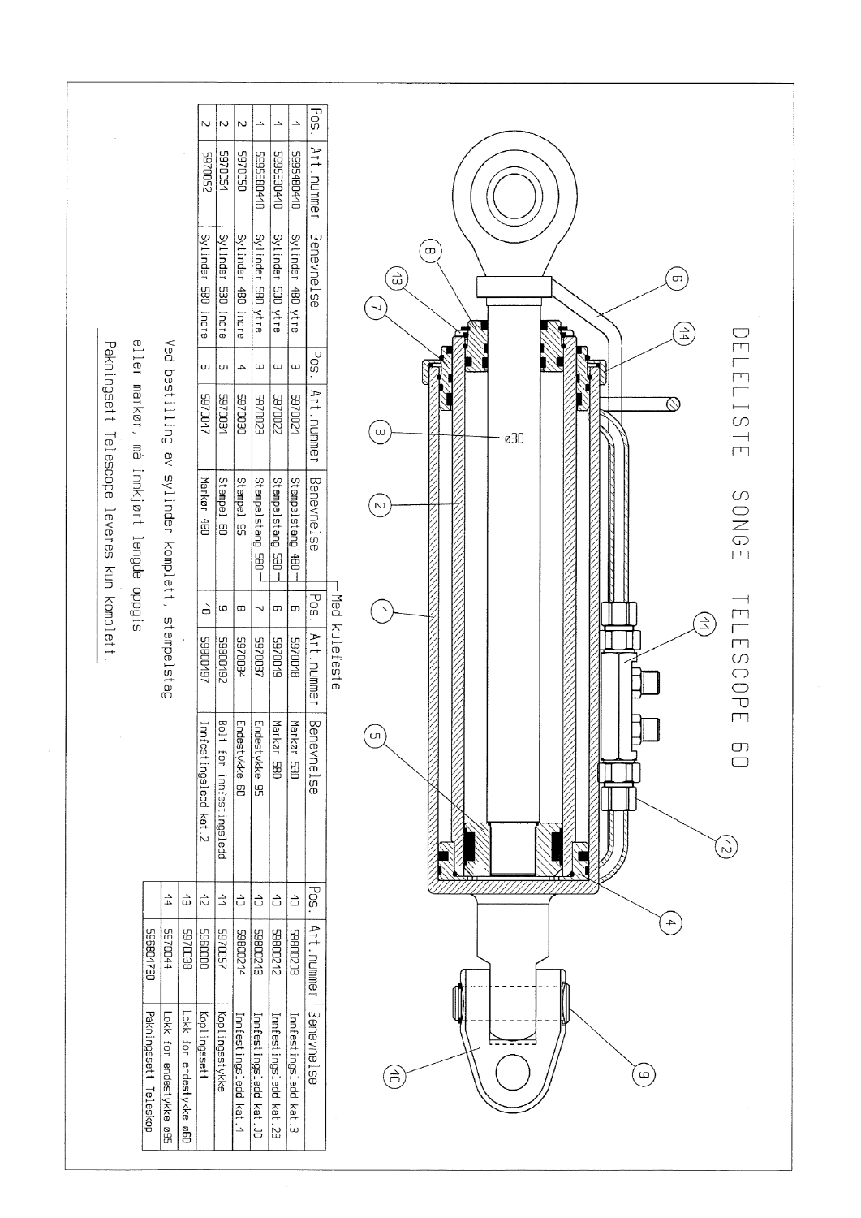# DELELISTE SONGE TELESCOPE 60

ø30

| Pos. | Art.nummer | Benevnelse | Pos. | Art.nummer | Benevnelse | Pos. | Art.nummer | Benevnelse | Pos. | Art.nummer | Benevnelse |
|---|---|---|---|---|---|---|---|---|---|---|---|
| 1 | 5995480410 | Sylinder 480 ytre | 3 | 5970021 | Stempelstang 480 | 6 | 5970018 | Markør 530 | 10 | 5980203 | Innfestingsledd kat.3 |
| 1 | 5995530410 | Sylinder 530 ytre | 3 | 5970022 | Stempelstang 530 | 6 | 5970019 | Markør 580 | 10 | 5980212 | Innfestingsledd kat.2B |
| 1 | 5995580410 | Sylinder 580 ytre | 3 | 5970023 | Stempelstang 580 | 7 | 5970037 | Endestykke 95 | 10 | 5980213 | Innfestingsledd kat.3D |
| 2 | 5970050 | Sylinder 480 indre | 4 | 5970030 | Stempel 95 | 8 | 5970034 | Endestykke 60 | 10 | 5980214 | Innfestingsledd kat.1 |
| 2 | 5970051 | Sylinder 530 indre | 5 | 5970031 | Stempel 60 | 9 | 5980192 | Bolt for innfestingsledd | 11 | 5970057 | Koplingsstykke |
| 2 | 5970052 | Sylinder 580 indre | 6 | 5970017 | Markør 480 | 10 | 5980197 | Innfestingsledd kat.2 | 12 | 5960000 | Koplingssett |
| | | | | | | | | | 13 | 5970038 | Lokk for endestykke ø60 |
| | | | | | | | | | 14 | 5970044 | Lokk for endestykke ø95 |
| | | | | | | | | | | 59801730 | Pakningssett Teleskop |

Med kulefeste (Stempelstang 480, 530, 580)

Ved bestilling av sylinder komplett, stempelstag eller markør, må innkjørt lengde oppgis

Pakningsett Telescope leveres kun komplett.